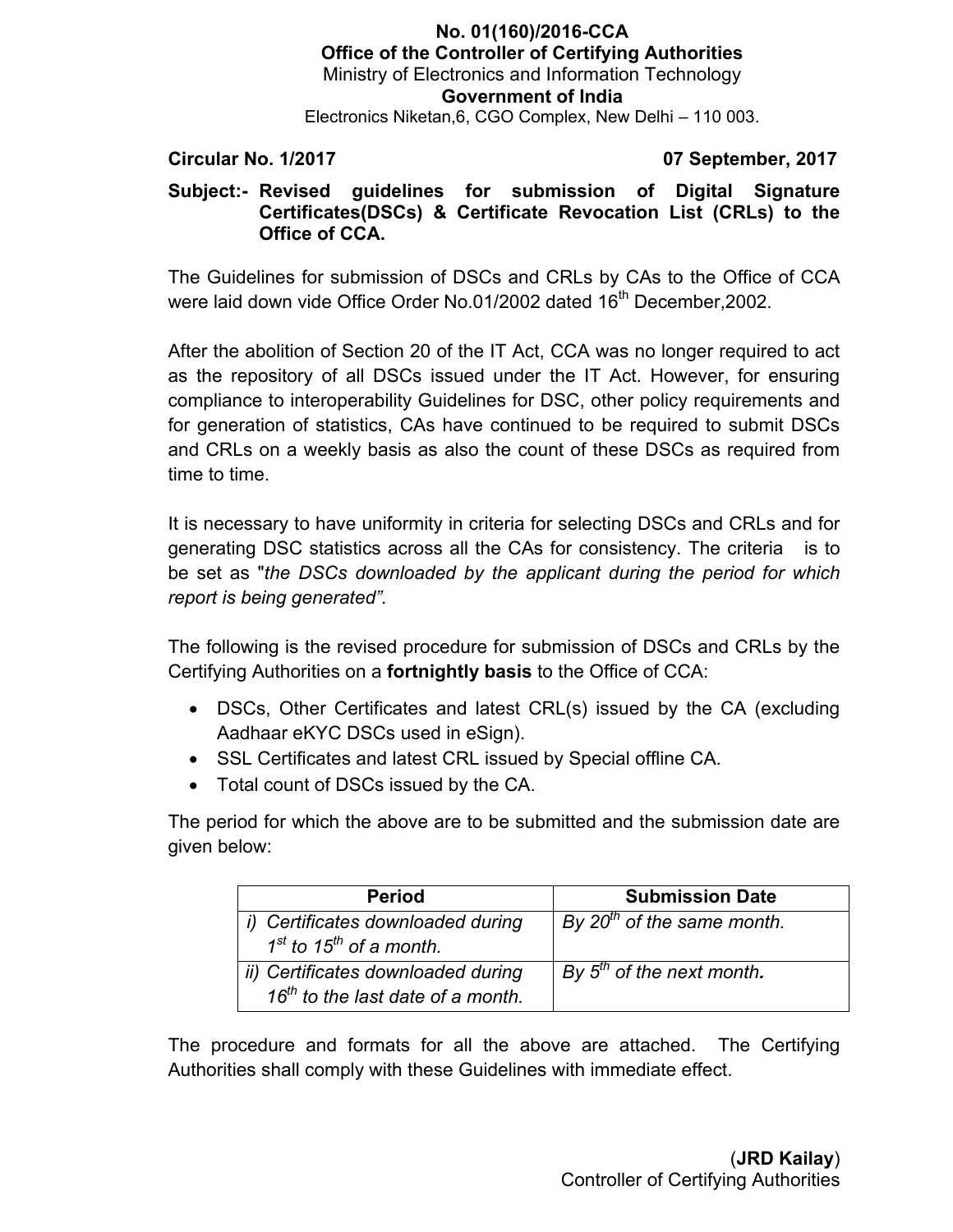**No. 01(160)/2016-CCA**
**Office of the Controller of Certifying Authorities**
Ministry of Electronics and Information Technology
**Government of India**
Electronics Niketan,6, CGO Complex, New Delhi – 110 003.

**Circular No. 1/2017** **07 September, 2017**

**Subject:- Revised guidelines for submission of Digital Signature Certificates(DSCs) & Certificate Revocation List (CRLs) to the Office of CCA.**

The Guidelines for submission of DSCs and CRLs by CAs to the Office of CCA were laid down vide Office Order No.01/2002 dated 16th December,2002.

After the abolition of Section 20 of the IT Act, CCA was no longer required to act as the repository of all DSCs issued under the IT Act. However, for ensuring compliance to interoperability Guidelines for DSC, other policy requirements and for generation of statistics, CAs have continued to be required to submit DSCs and CRLs on a weekly basis as also the count of these DSCs as required from time to time.

It is necessary to have uniformity in criteria for selecting DSCs and CRLs and for generating DSC statistics across all the CAs for consistency. The criteria is to be set as "*the DSCs downloaded by the applicant during the period for which report is being generated".*

The following is the revised procedure for submission of DSCs and CRLs by the Certifying Authorities on a **fortnightly basis** to the Office of CCA:

- DSCs, Other Certificates and latest CRL(s) issued by the CA (excluding Aadhaar eKYC DSCs used in eSign).
- SSL Certificates and latest CRL issued by Special offline CA.
- Total count of DSCs issued by the CA.

The period for which the above are to be submitted and the submission date are given below:

| Period | Submission Date |
|---|---|
| *i) Certificates downloaded during 1st to 15th of a month.* | *By 20th of the same month.* |
| *ii) Certificates downloaded during 16th to the last date of a month.* | *By 5th of the next month.* |

The procedure and formats for all the above are attached. The Certifying Authorities shall comply with these Guidelines with immediate effect.

(**JRD Kailay**)
Controller of Certifying Authorities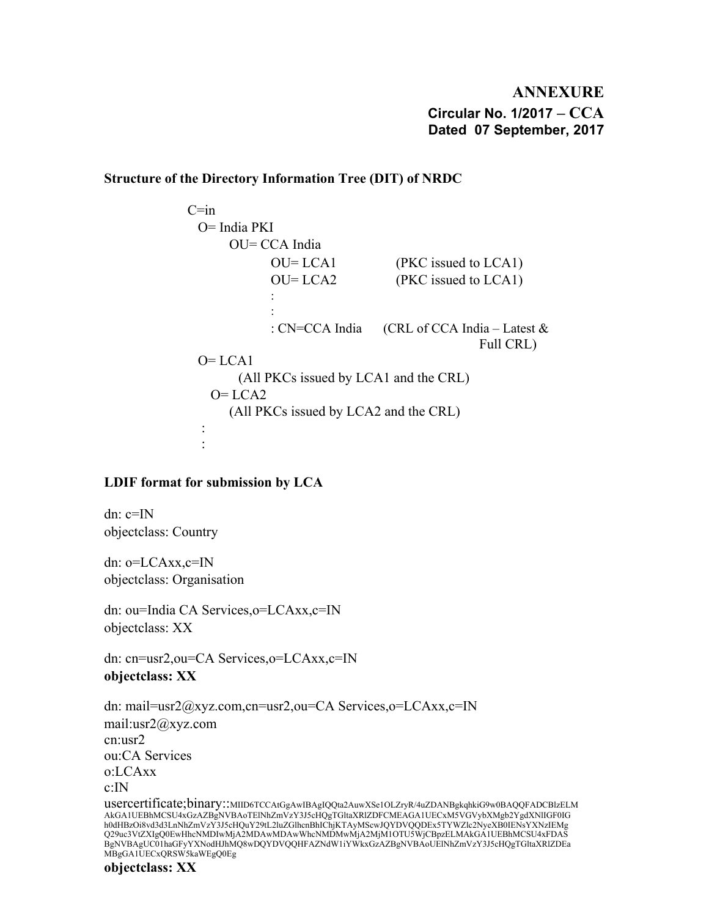**ANNEXURE**

**Circular No. 1/2017 – CCA**
**Dated 07 September, 2017**

**Structure of the Directory Information Tree (DIT) of NRDC**

```
C=in
  O= India PKI
        OU= CCA India
                OU= LCA1            (PKC issued to LCA1)
                OU= LCA2            (PKC issued to LCA1)
                :
                :
                : CN=CCA India      (CRL of CCA India – Latest &
                                                  Full CRL)
  O= LCA1
          (All PKCs issued by LCA1 and the CRL)
    O= LCA2
        (All PKCs issued by LCA2 and the CRL)
  :
  :
```

**LDIF format for submission by LCA**

dn: c=IN
objectclass: Country

dn: o=LCAxx,c=IN
objectclass: Organisation

dn: ou=India CA Services,o=LCAxx,c=IN
objectclass: XX

dn: cn=usr2,ou=CA Services,o=LCAxx,c=IN
**objectclass: XX**

dn: mail=usr2@xyz.com,cn=usr2,ou=CA Services,o=LCAxx,c=IN
mail:usr2@xyz.com
cn:usr2
ou:CA Services
o:LCAxx
c:IN
usercertificate;binary::MIID6TCCAtGgAwIBAgIQQta2AuwXSe1OLZryR/4uZDANBgkqhkiG9w0BAQQFADCBlzELMAkGA1UEBhMCSU4xGzAZBgNVBAoTElNhZmVzY3J5cHQgTGltaXRlZDFCMEAGA1UECxM5VGVybXMgb2YgdXNlIGF0IGh0dHBzOi8vd3d3LnNhZmVzY3J5cHQuY29tL2luZGlhcnBhIChjKTAyMScwJQYDVQQDEx5TYWZlc2NyeXB0IENsYXNzIEMgQ29uc3VtZXIgQ0EwHhcNMDIwMjA2MDAwMDAwWhcNMDMwMjA2MjM1OTU5WjCBpzELMAkGA1UEBhMCSU4xFDASBgNVBAgUC01haGFyYXNodHJhMQ8wDQYDVQQHFAZNdW1iYWkxGzAZBgNVBAoUElNhZmVzY3J5cHQgTGltaXRlZDEaMBgGA1UECxQRSW5kaWEgQ0Eg
**objectclass: XX**